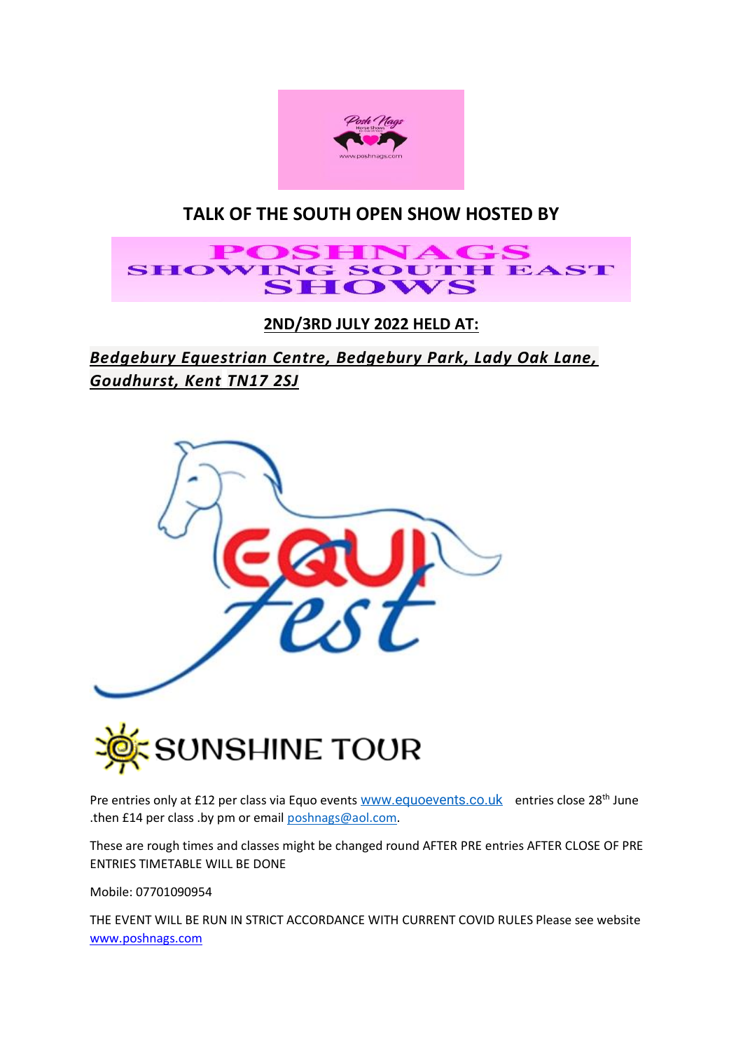## TALK OF THE SOUTH OPEN SHOW HOSTED BY

POSHNAGS SHOWING SOUTH EAST SHOWS

**2ND/3RD JULY 2022 HELD AT:**

***Bedgebury Equestrian Centre, Bedgebury Park, Lady Oak Lane, Goudhurst, Kent TN17 2SJ***

EQUI fest

SUNSHINE TOUR

Pre entries only at £12 per class via Equo events www.equoevents.co.uk entries close 28th June .then £14 per class .by pm or email poshnags@aol.com.

These are rough times and classes might be changed round AFTER PRE entries AFTER CLOSE OF PRE ENTRIES TIMETABLE WILL BE DONE

Mobile: 07701090954

THE EVENT WILL BE RUN IN STRICT ACCORDANCE WITH CURRENT COVID RULES Please see website www.poshnags.com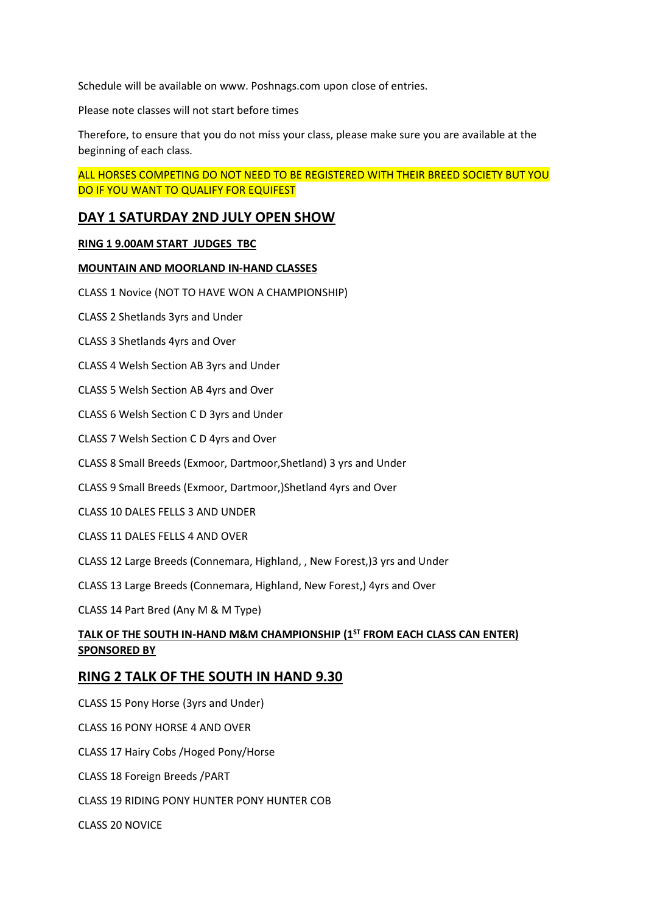Schedule will be available on www. Poshnags.com upon close of entries.

Please note classes will not start before times

Therefore, to ensure that you do not miss your class, please make sure you are available at the beginning of each class.

ALL HORSES COMPETING DO NOT NEED TO BE REGISTERED WITH THEIR BREED SOCIETY BUT YOU DO IF YOU WANT TO QUALIFY FOR EQUIFEST

## DAY 1 SATURDAY 2ND JULY OPEN SHOW

**RING 1 9.00AM START JUDGES TBC**

**MOUNTAIN AND MOORLAND IN-HAND CLASSES**

CLASS 1 Novice (NOT TO HAVE WON A CHAMPIONSHIP)

CLASS 2 Shetlands 3yrs and Under

CLASS 3 Shetlands 4yrs and Over

CLASS 4 Welsh Section AB 3yrs and Under

CLASS 5 Welsh Section AB 4yrs and Over

CLASS 6 Welsh Section C D 3yrs and Under

CLASS 7 Welsh Section C D 4yrs and Over

CLASS 8 Small Breeds (Exmoor, Dartmoor,Shetland) 3 yrs and Under

CLASS 9 Small Breeds (Exmoor, Dartmoor,)Shetland 4yrs and Over

CLASS 10 DALES FELLS 3 AND UNDER

CLASS 11 DALES FELLS 4 AND OVER

CLASS 12 Large Breeds (Connemara, Highland, , New Forest,)3 yrs and Under

CLASS 13 Large Breeds (Connemara, Highland, New Forest,) 4yrs and Over

CLASS 14 Part Bred (Any M & M Type)

**TALK OF THE SOUTH IN-HAND M&M CHAMPIONSHIP (1ST FROM EACH CLASS CAN ENTER) SPONSORED BY**

## RING 2 TALK OF THE SOUTH IN HAND 9.30

CLASS 15 Pony Horse (3yrs and Under)

CLASS 16 PONY HORSE 4 AND OVER

CLASS 17 Hairy Cobs /Hoged Pony/Horse

CLASS 18 Foreign Breeds /PART

CLASS 19 RIDING PONY HUNTER PONY HUNTER COB

CLASS 20 NOVICE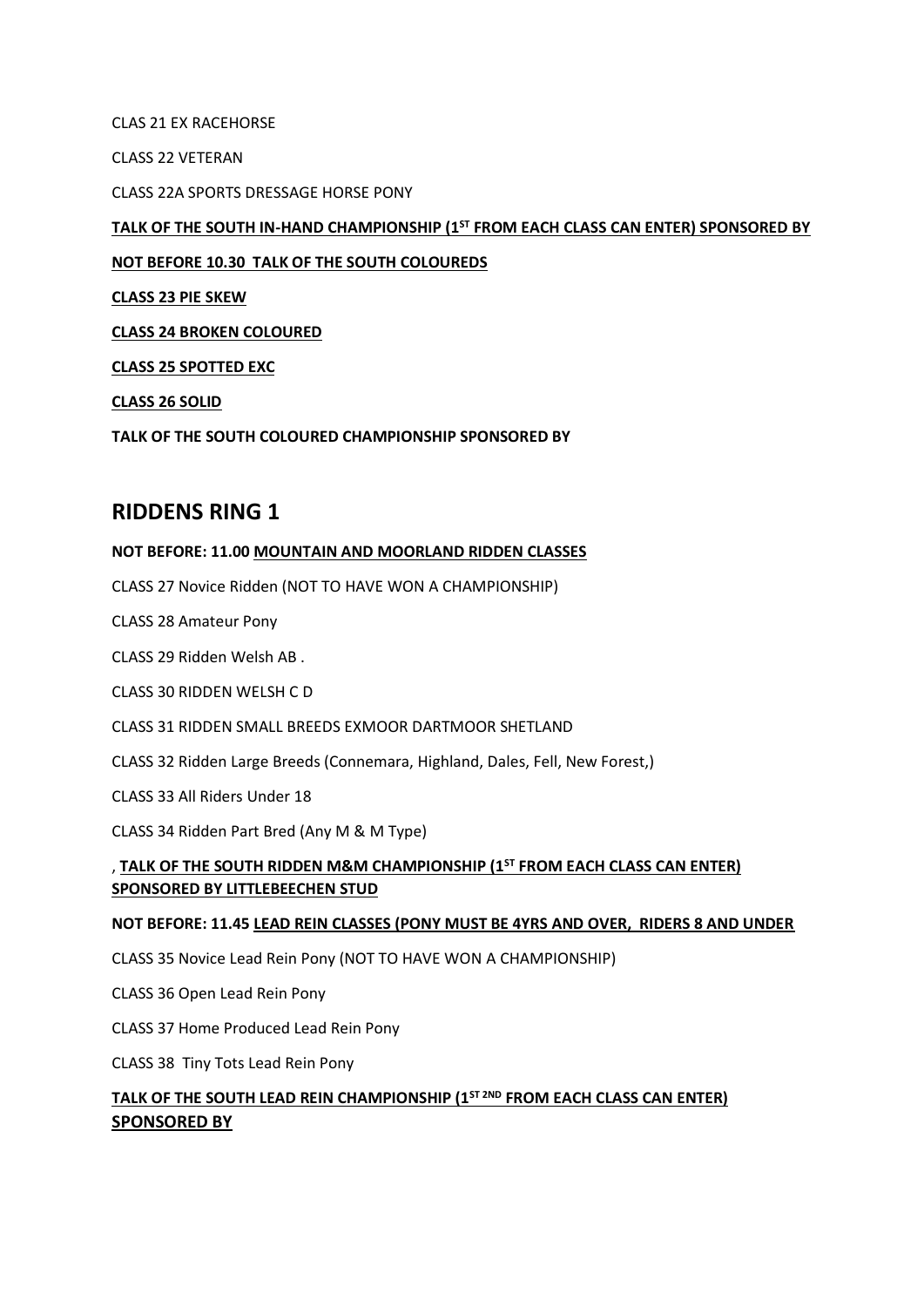CLAS 21 EX RACEHORSE

CLASS 22 VETERAN

CLASS 22A SPORTS DRESSAGE HORSE PONY

**TALK OF THE SOUTH IN-HAND CHAMPIONSHIP (1ST FROM EACH CLASS CAN ENTER) SPONSORED BY**

**NOT BEFORE 10.30 TALK OF THE SOUTH COLOUREDS**

**CLASS 23 PIE SKEW**

**CLASS 24 BROKEN COLOURED**

**CLASS 25 SPOTTED EXC**

**CLASS 26 SOLID**

**TALK OF THE SOUTH COLOURED CHAMPIONSHIP SPONSORED BY**

## RIDDENS RING 1

**NOT BEFORE: 11.00 MOUNTAIN AND MOORLAND RIDDEN CLASSES**

CLASS 27 Novice Ridden (NOT TO HAVE WON A CHAMPIONSHIP)

CLASS 28 Amateur Pony

CLASS 29 Ridden Welsh AB .

CLASS 30 RIDDEN WELSH C D

CLASS 31 RIDDEN SMALL BREEDS EXMOOR DARTMOOR SHETLAND

CLASS 32 Ridden Large Breeds (Connemara, Highland, Dales, Fell, New Forest,)

CLASS 33 All Riders Under 18

CLASS 34 Ridden Part Bred (Any M & M Type)

, **TALK OF THE SOUTH RIDDEN M&M CHAMPIONSHIP (1ST FROM EACH CLASS CAN ENTER) SPONSORED BY LITTLEBEECHEN STUD**

**NOT BEFORE: 11.45 LEAD REIN CLASSES (PONY MUST BE 4YRS AND OVER, RIDERS 8 AND UNDER**

CLASS 35 Novice Lead Rein Pony (NOT TO HAVE WON A CHAMPIONSHIP)

CLASS 36 Open Lead Rein Pony

CLASS 37 Home Produced Lead Rein Pony

CLASS 38 Tiny Tots Lead Rein Pony

**TALK OF THE SOUTH LEAD REIN CHAMPIONSHIP (1ST 2ND FROM EACH CLASS CAN ENTER) SPONSORED BY**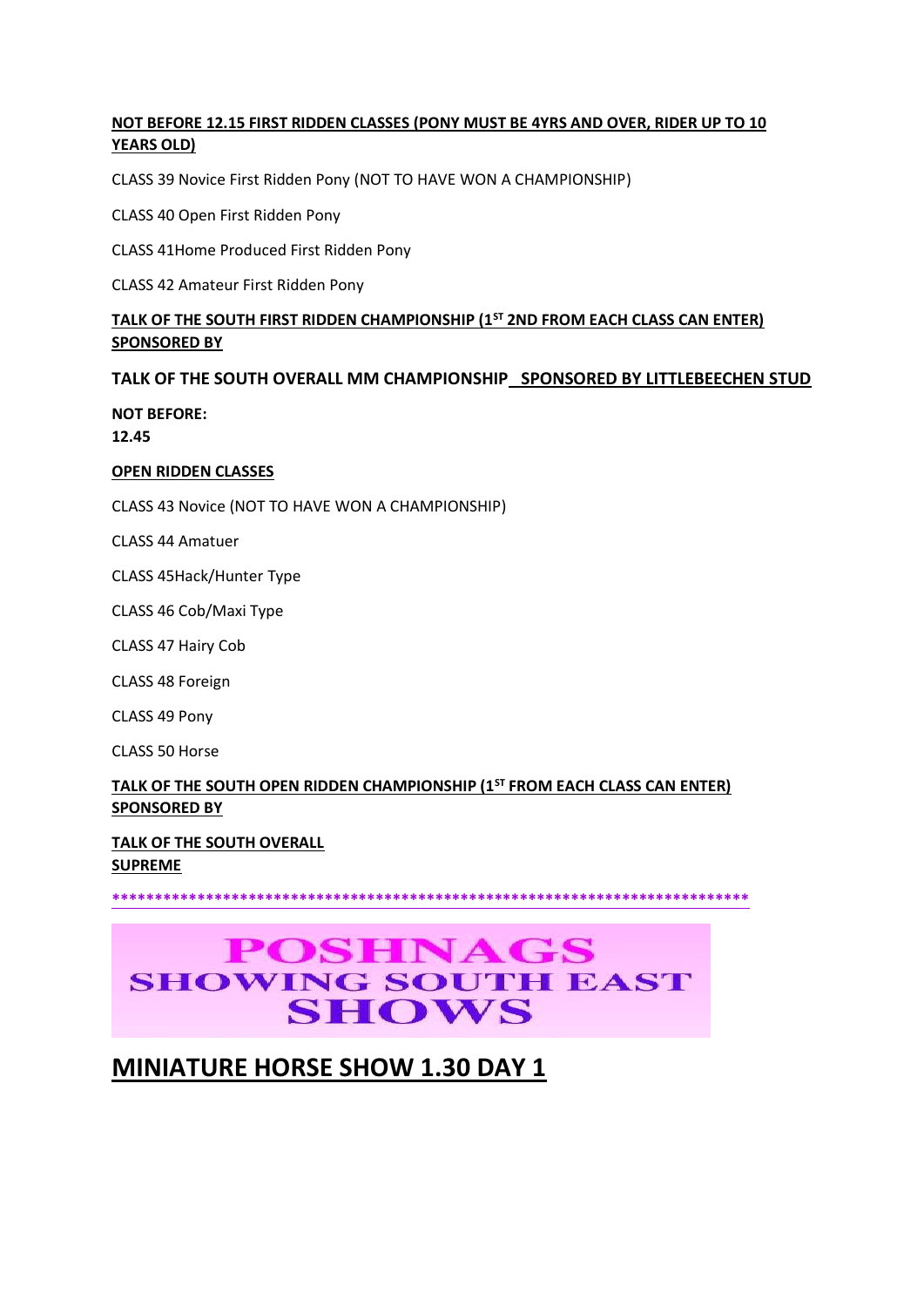**NOT BEFORE 12.15 FIRST RIDDEN CLASSES (PONY MUST BE 4YRS AND OVER, RIDER UP TO 10 YEARS OLD)**

CLASS 39 Novice First Ridden Pony (NOT TO HAVE WON A CHAMPIONSHIP)

CLASS 40 Open First Ridden Pony

CLASS 41Home Produced First Ridden Pony

CLASS 42 Amateur First Ridden Pony

**TALK OF THE SOUTH FIRST RIDDEN CHAMPIONSHIP (1ST 2ND FROM EACH CLASS CAN ENTER) SPONSORED BY**

**TALK OF THE SOUTH OVERALL MM CHAMPIONSHIP SPONSORED BY LITTLEBEECHEN STUD**

**NOT BEFORE:**
**12.45**

**OPEN RIDDEN CLASSES**

CLASS 43 Novice (NOT TO HAVE WON A CHAMPIONSHIP)

CLASS 44 Amatuer

CLASS 45Hack/Hunter Type

CLASS 46 Cob/Maxi Type

CLASS 47 Hairy Cob

CLASS 48 Foreign

CLASS 49 Pony

CLASS 50 Horse

**TALK OF THE SOUTH OPEN RIDDEN CHAMPIONSHIP (1ST FROM EACH CLASS CAN ENTER) SPONSORED BY**

**TALK OF THE SOUTH OVERALL SUPREME**

******************************************************************************

**POSHNAGS**
**SHOWING SOUTH EAST**
**SHOWS**

# MINIATURE HORSE SHOW 1.30 DAY 1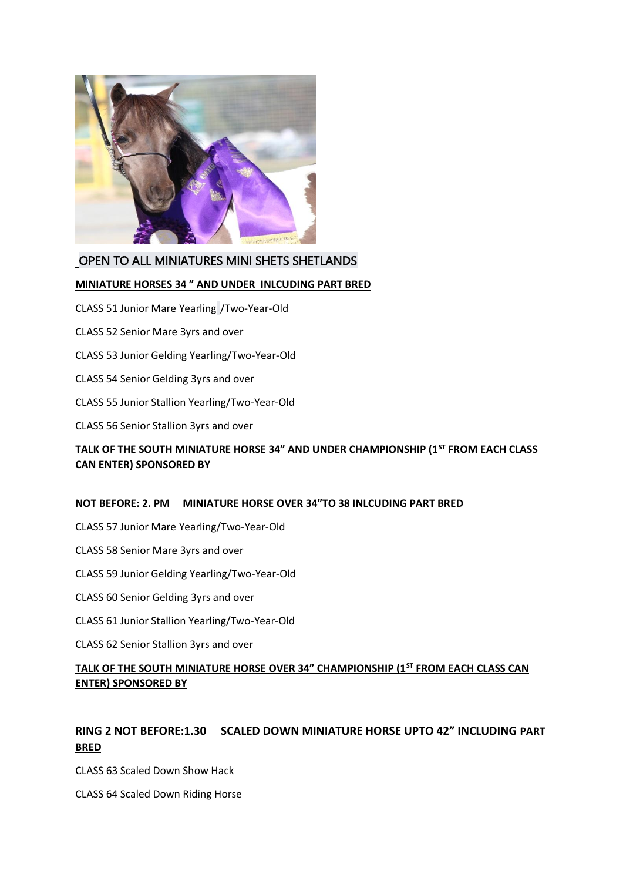OPEN TO ALL MINIATURES MINI SHETS SHETLANDS

**MINIATURE HORSES 34 " AND UNDER INLCUDING PART BRED**

CLASS 51 Junior Mare Yearling /Two-Year-Old

CLASS 52 Senior Mare 3yrs and over

CLASS 53 Junior Gelding Yearling/Two-Year-Old

CLASS 54 Senior Gelding 3yrs and over

CLASS 55 Junior Stallion Yearling/Two-Year-Old

CLASS 56 Senior Stallion 3yrs and over

**TALK OF THE SOUTH MINIATURE HORSE 34" AND UNDER CHAMPIONSHIP (1ST FROM EACH CLASS CAN ENTER) SPONSORED BY**

**NOT BEFORE: 2. PM MINIATURE HORSE OVER 34"TO 38 INLCUDING PART BRED**

CLASS 57 Junior Mare Yearling/Two-Year-Old

CLASS 58 Senior Mare 3yrs and over

CLASS 59 Junior Gelding Yearling/Two-Year-Old

CLASS 60 Senior Gelding 3yrs and over

CLASS 61 Junior Stallion Yearling/Two-Year-Old

CLASS 62 Senior Stallion 3yrs and over

**TALK OF THE SOUTH MINIATURE HORSE OVER 34" CHAMPIONSHIP (1ST FROM EACH CLASS CAN ENTER) SPONSORED BY**

**RING 2 NOT BEFORE:1.30 SCALED DOWN MINIATURE HORSE UPTO 42" INCLUDING PART BRED**

CLASS 63 Scaled Down Show Hack

CLASS 64 Scaled Down Riding Horse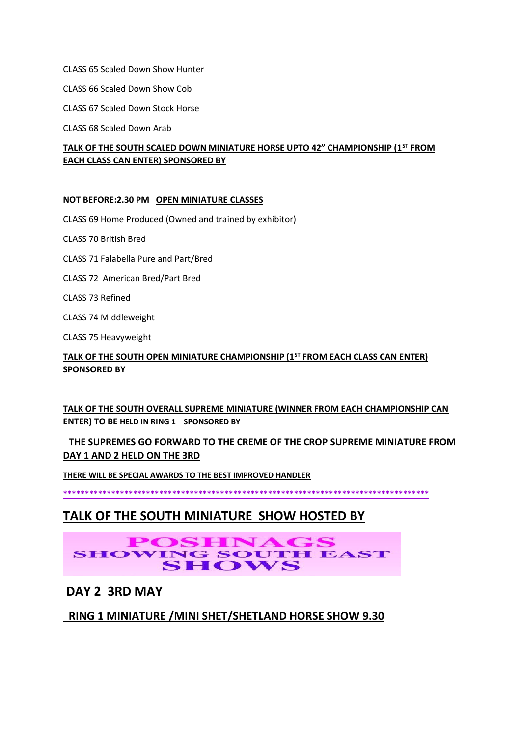CLASS 65 Scaled Down Show Hunter

CLASS 66 Scaled Down Show Cob

CLASS 67 Scaled Down Stock Horse

CLASS 68 Scaled Down Arab

**TALK OF THE SOUTH SCALED DOWN MINIATURE HORSE UPTO 42" CHAMPIONSHIP (1ST FROM EACH CLASS CAN ENTER) SPONSORED BY**

**NOT BEFORE:2.30 PM OPEN MINIATURE CLASSES**

CLASS 69 Home Produced (Owned and trained by exhibitor)

CLASS 70 British Bred

CLASS 71 Falabella Pure and Part/Bred

CLASS 72 American Bred/Part Bred

CLASS 73 Refined

CLASS 74 Middleweight

CLASS 75 Heavyweight

**TALK OF THE SOUTH OPEN MINIATURE CHAMPIONSHIP (1ST FROM EACH CLASS CAN ENTER) SPONSORED BY**

**TALK OF THE SOUTH OVERALL SUPREME MINIATURE (WINNER FROM EACH CHAMPIONSHIP CAN ENTER) TO BE HELD IN RING 1 SPONSORED BY**

**THE SUPREMES GO FORWARD TO THE CREME OF THE CROP SUPREME MINIATURE FROM DAY 1 AND 2 HELD ON THE 3RD**

**THERE WILL BE SPECIAL AWARDS TO THE BEST IMPROVED HANDLER**

*****************************************************************************************

## TALK OF THE SOUTH MINIATURE SHOW HOSTED BY

POSHNAGS SHOWING SOUTH EAST SHOWS

## DAY 2 3RD MAY

## RING 1 MINIATURE /MINI SHET/SHETLAND HORSE SHOW 9.30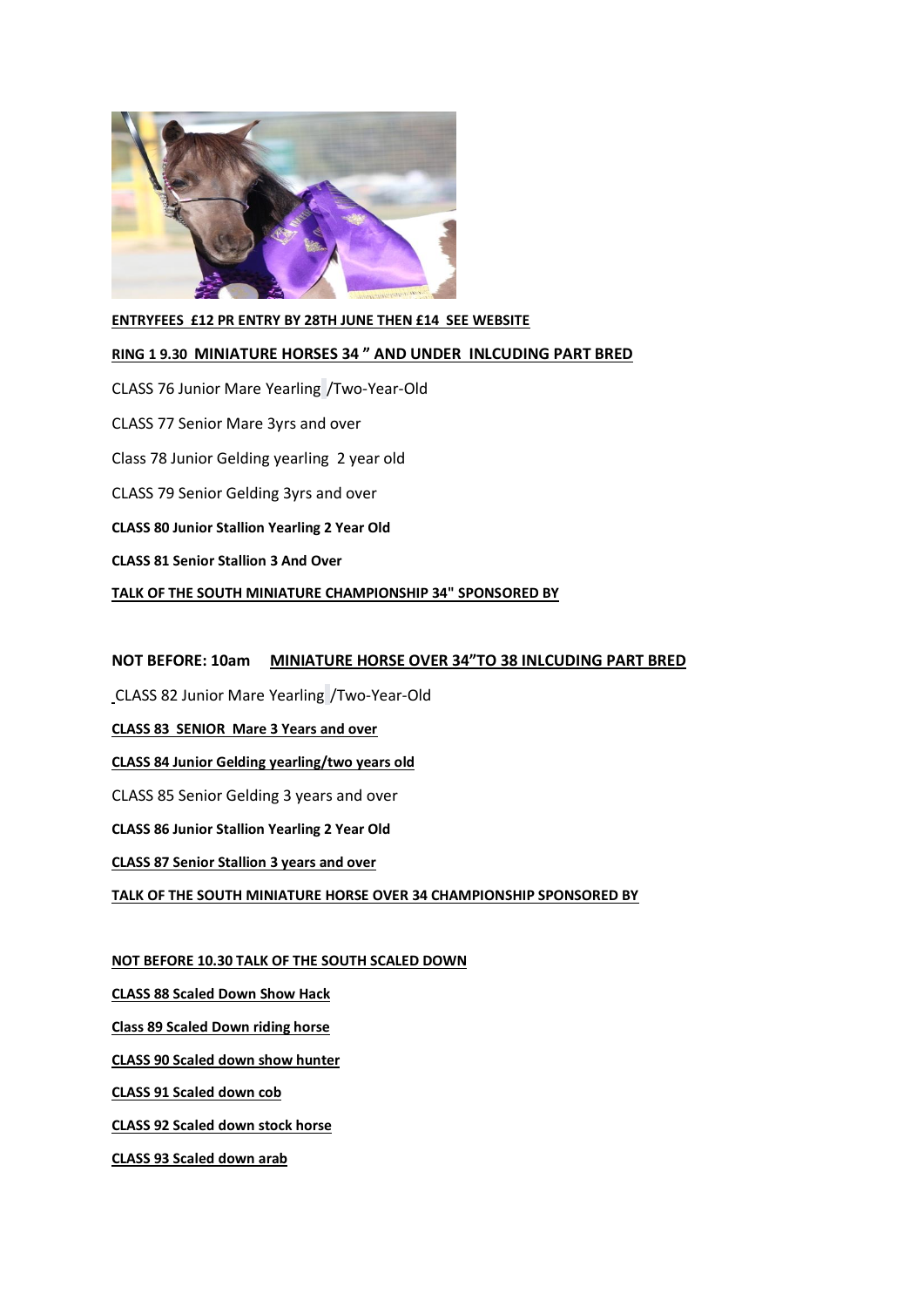**ENTRYFEES £12 PR ENTRY BY 28TH JUNE THEN £14 SEE WEBSITE**

**RING 1 9.30 MINIATURE HORSES 34 " AND UNDER INLCUDING PART BRED**

CLASS 76 Junior Mare Yearling /Two-Year-Old

CLASS 77 Senior Mare 3yrs and over

Class 78 Junior Gelding yearling 2 year old

CLASS 79 Senior Gelding 3yrs and over

**CLASS 80 Junior Stallion Yearling 2 Year Old**

**CLASS 81 Senior Stallion 3 And Over**

**TALK OF THE SOUTH MINIATURE CHAMPIONSHIP 34" SPONSORED BY**

**NOT BEFORE: 10am MINIATURE HORSE OVER 34"TO 38 INLCUDING PART BRED**

CLASS 82 Junior Mare Yearling /Two-Year-Old

**CLASS 83 SENIOR Mare 3 Years and over**

**CLASS 84 Junior Gelding yearling/two years old**

CLASS 85 Senior Gelding 3 years and over

**CLASS 86 Junior Stallion Yearling 2 Year Old**

**CLASS 87 Senior Stallion 3 years and over**

**TALK OF THE SOUTH MINIATURE HORSE OVER 34 CHAMPIONSHIP SPONSORED BY**

**NOT BEFORE 10.30 TALK OF THE SOUTH SCALED DOWN**

**CLASS 88 Scaled Down Show Hack**

**Class 89 Scaled Down riding horse**

**CLASS 90 Scaled down show hunter**

**CLASS 91 Scaled down cob**

**CLASS 92 Scaled down stock horse**

**CLASS 93 Scaled down arab**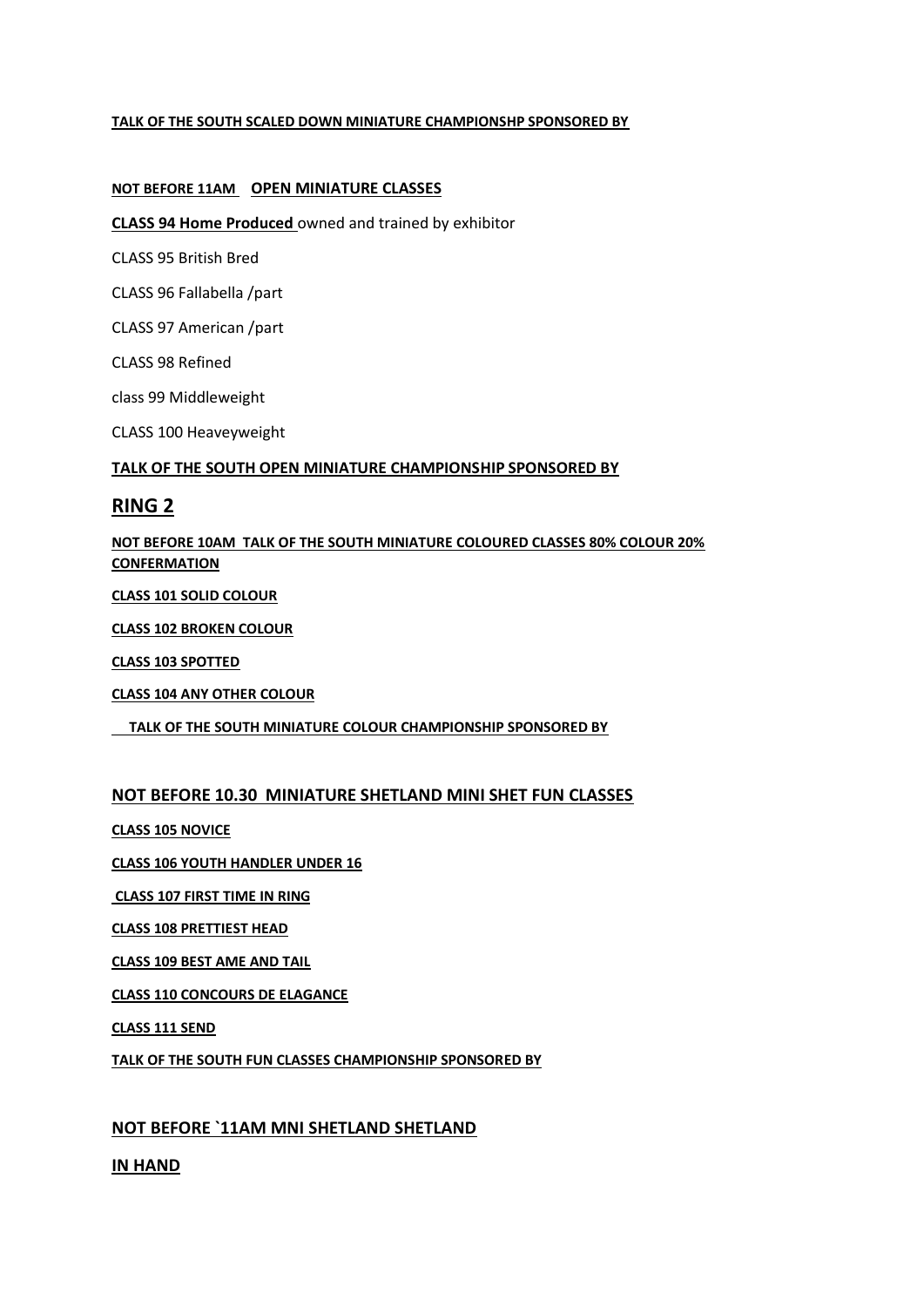**TALK OF THE SOUTH SCALED DOWN MINIATURE CHAMPIONSHP SPONSORED BY**

**NOT BEFORE 11AM  OPEN MINIATURE CLASSES**

**CLASS 94 Home Produced** owned and trained by exhibitor

CLASS 95 British Bred

CLASS 96 Fallabella /part

CLASS 97 American /part

CLASS 98 Refined

class 99 Middleweight

CLASS 100 Heaveyweight

**TALK OF THE SOUTH OPEN MINIATURE CHAMPIONSHIP SPONSORED BY**

## RING 2

**NOT BEFORE 10AM  TALK OF THE SOUTH MINIATURE COLOURED CLASSES 80% COLOUR 20% CONFERMATION**

**CLASS 101 SOLID COLOUR**

**CLASS 102 BROKEN COLOUR**

**CLASS 103 SPOTTED**

**CLASS 104 ANY OTHER COLOUR**

**TALK OF THE SOUTH MINIATURE COLOUR CHAMPIONSHIP SPONSORED BY**

### NOT BEFORE 10.30  MINIATURE SHETLAND MINI SHET FUN CLASSES

**CLASS 105 NOVICE**

**CLASS 106 YOUTH HANDLER UNDER 16**

**CLASS 107 FIRST TIME IN RING**

**CLASS 108 PRETTIEST HEAD**

**CLASS 109 BEST AME AND TAIL**

**CLASS 110 CONCOURS DE ELAGANCE**

**CLASS 111 SEND**

**TALK OF THE SOUTH FUN CLASSES CHAMPIONSHIP SPONSORED BY**

### NOT BEFORE `11AM MNI SHETLAND SHETLAND

### IN HAND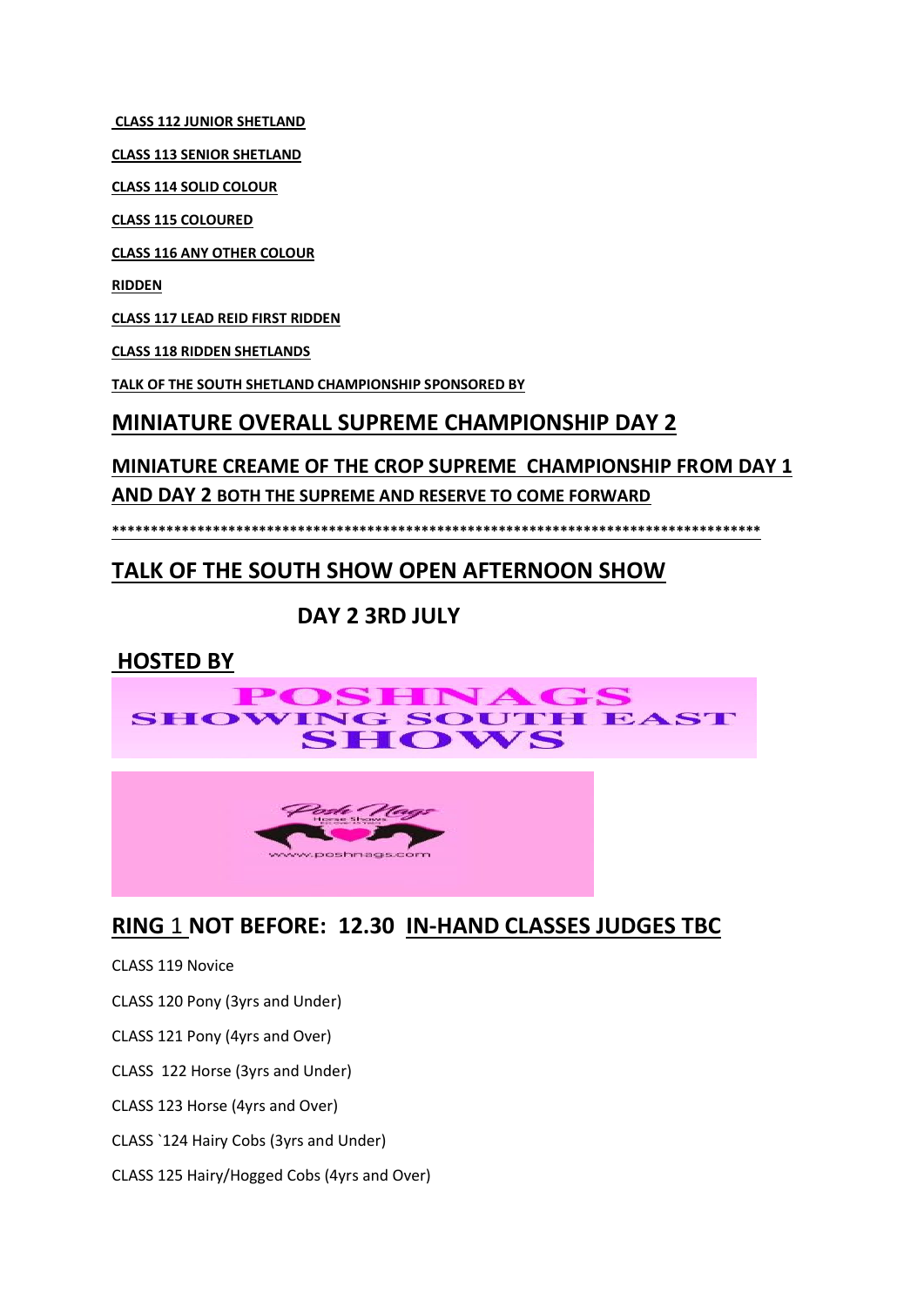**CLASS 112 JUNIOR SHETLAND**

**CLASS 113 SENIOR SHETLAND**

**CLASS 114 SOLID COLOUR**

**CLASS 115 COLOURED**

**CLASS 116 ANY OTHER COLOUR**

**RIDDEN**

**CLASS 117 LEAD REID FIRST RIDDEN**

**CLASS 118 RIDDEN SHETLANDS**

**TALK OF THE SOUTH SHETLAND CHAMPIONSHIP SPONSORED BY**

## MINIATURE OVERALL SUPREME CHAMPIONSHIP DAY 2

### MINIATURE CREAME OF THE CROP SUPREME CHAMPIONSHIP FROM DAY 1 AND DAY 2 BOTH THE SUPREME AND RESERVE TO COME FORWARD

**************************************************************************************

## TALK OF THE SOUTH SHOW OPEN AFTERNOON SHOW

## DAY 2 3RD JULY

## HOSTED BY

POSHNAGS SHOWING SOUTH EAST SHOWS

Posh Nags Horse Shows www.poshnags.com

## RING 1 NOT BEFORE: 12.30 IN-HAND CLASSES JUDGES TBC

CLASS 119 Novice

CLASS 120 Pony (3yrs and Under)

CLASS 121 Pony (4yrs and Over)

CLASS 122 Horse (3yrs and Under)

CLASS 123 Horse (4yrs and Over)

CLASS `124 Hairy Cobs (3yrs and Under)

CLASS 125 Hairy/Hogged Cobs (4yrs and Over)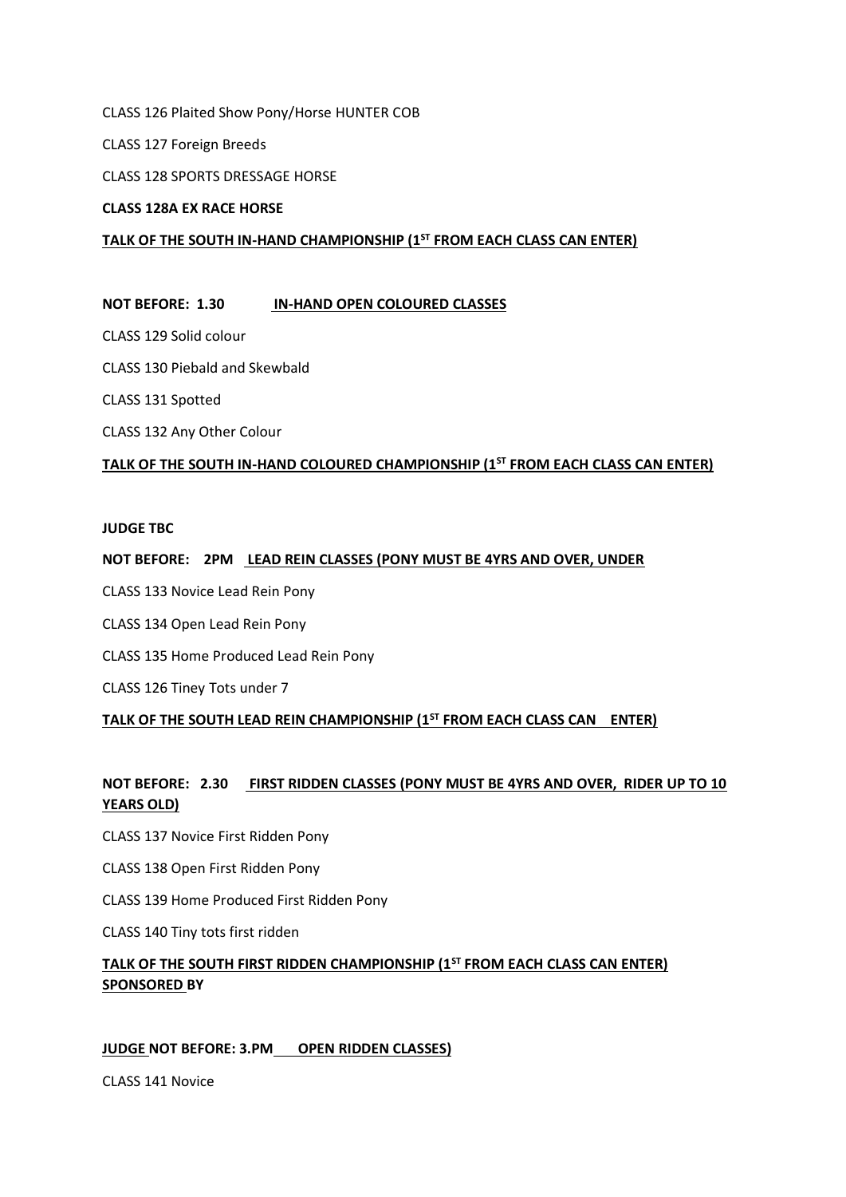CLASS 126 Plaited Show Pony/Horse HUNTER COB

CLASS 127 Foreign Breeds

CLASS 128 SPORTS DRESSAGE HORSE

**CLASS 128A EX RACE HORSE**

**TALK OF THE SOUTH IN-HAND CHAMPIONSHIP (1ST FROM EACH CLASS CAN ENTER)**

**NOT BEFORE: 1.30 IN-HAND OPEN COLOURED CLASSES**

CLASS 129 Solid colour

CLASS 130 Piebald and Skewbald

CLASS 131 Spotted

CLASS 132 Any Other Colour

**TALK OF THE SOUTH IN-HAND COLOURED CHAMPIONSHIP (1ST FROM EACH CLASS CAN ENTER)**

**JUDGE TBC**

**NOT BEFORE: 2PM LEAD REIN CLASSES (PONY MUST BE 4YRS AND OVER, UNDER**

CLASS 133 Novice Lead Rein Pony

CLASS 134 Open Lead Rein Pony

CLASS 135 Home Produced Lead Rein Pony

CLASS 126 Tiney Tots under 7

**TALK OF THE SOUTH LEAD REIN CHAMPIONSHIP (1ST FROM EACH CLASS CAN ENTER)**

**NOT BEFORE: 2.30 FIRST RIDDEN CLASSES (PONY MUST BE 4YRS AND OVER, RIDER UP TO 10 YEARS OLD)**

CLASS 137 Novice First Ridden Pony

CLASS 138 Open First Ridden Pony

CLASS 139 Home Produced First Ridden Pony

CLASS 140 Tiny tots first ridden

**TALK OF THE SOUTH FIRST RIDDEN CHAMPIONSHIP (1ST FROM EACH CLASS CAN ENTER) SPONSORED BY**

**JUDGE NOT BEFORE: 3.PM OPEN RIDDEN CLASSES)**

CLASS 141 Novice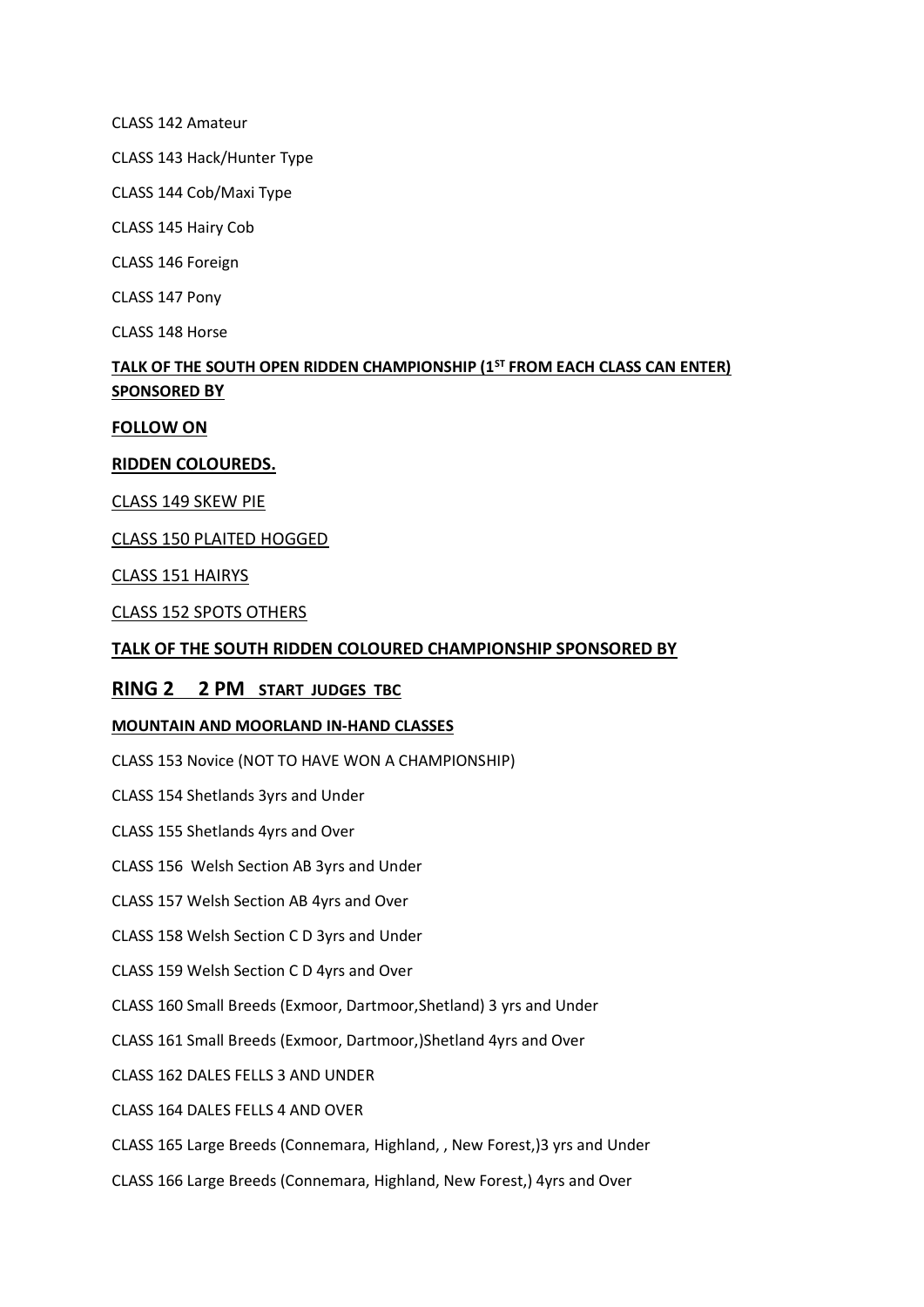CLASS 142 Amateur

CLASS 143 Hack/Hunter Type

CLASS 144 Cob/Maxi Type

CLASS 145 Hairy Cob

CLASS 146 Foreign

CLASS 147 Pony

CLASS 148 Horse

**TALK OF THE SOUTH OPEN RIDDEN CHAMPIONSHIP (1ST FROM EACH CLASS CAN ENTER) SPONSORED BY**

**FOLLOW ON**

**RIDDEN COLOUREDS.**

CLASS 149 SKEW PIE

CLASS 150 PLAITED HOGGED

CLASS 151 HAIRYS

CLASS 152 SPOTS OTHERS

**TALK OF THE SOUTH RIDDEN COLOURED CHAMPIONSHIP SPONSORED BY**

## RING 2 2 PM START JUDGES TBC

**MOUNTAIN AND MOORLAND IN-HAND CLASSES**

CLASS 153 Novice (NOT TO HAVE WON A CHAMPIONSHIP)

CLASS 154 Shetlands 3yrs and Under

CLASS 155 Shetlands 4yrs and Over

CLASS 156 Welsh Section AB 3yrs and Under

CLASS 157 Welsh Section AB 4yrs and Over

CLASS 158 Welsh Section C D 3yrs and Under

CLASS 159 Welsh Section C D 4yrs and Over

CLASS 160 Small Breeds (Exmoor, Dartmoor,Shetland) 3 yrs and Under

CLASS 161 Small Breeds (Exmoor, Dartmoor,)Shetland 4yrs and Over

CLASS 162 DALES FELLS 3 AND UNDER

CLASS 164 DALES FELLS 4 AND OVER

CLASS 165 Large Breeds (Connemara, Highland, , New Forest,)3 yrs and Under

CLASS 166 Large Breeds (Connemara, Highland, New Forest,) 4yrs and Over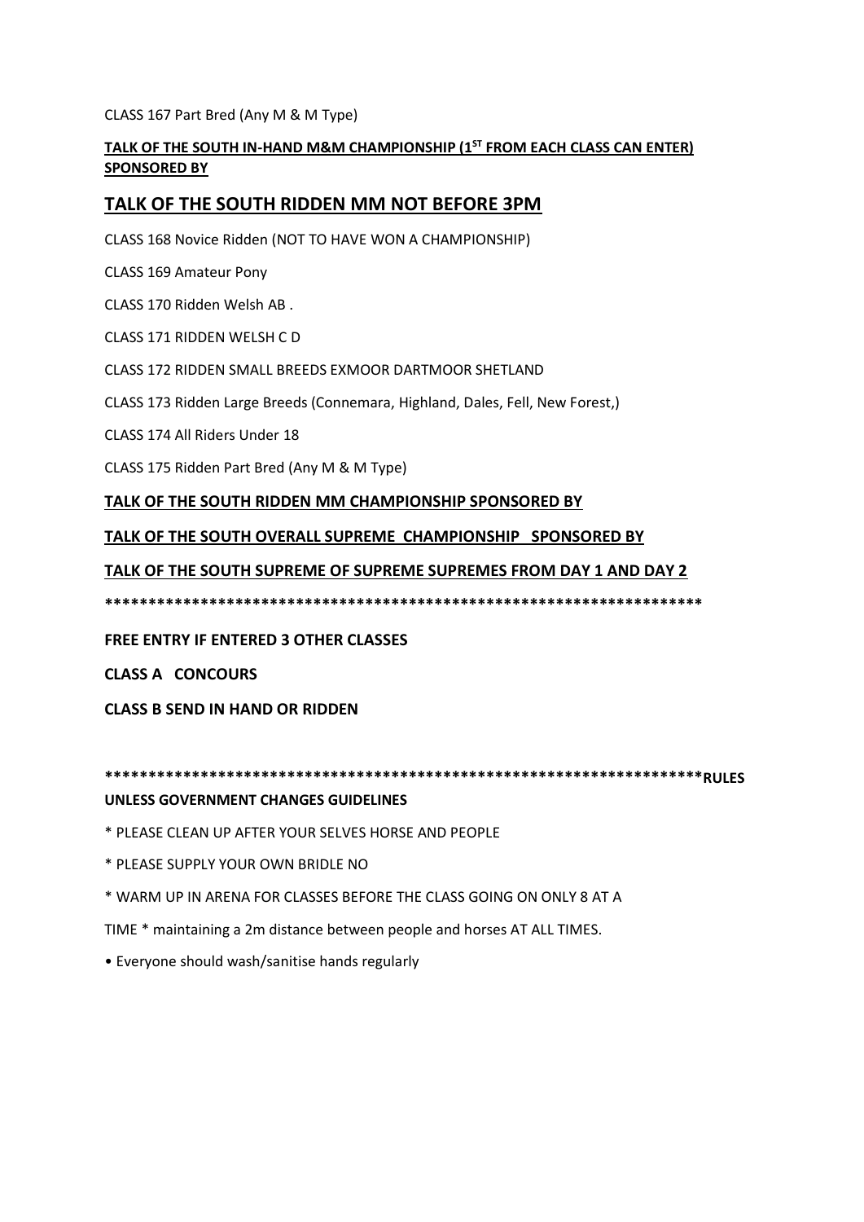CLASS 167 Part Bred (Any M & M Type)

**TALK OF THE SOUTH IN-HAND M&M CHAMPIONSHIP (1ST FROM EACH CLASS CAN ENTER) SPONSORED BY**

## TALK OF THE SOUTH RIDDEN MM NOT BEFORE 3PM

CLASS 168 Novice Ridden (NOT TO HAVE WON A CHAMPIONSHIP)

CLASS 169 Amateur Pony

CLASS 170 Ridden Welsh AB .

CLASS 171 RIDDEN WELSH C D

CLASS 172 RIDDEN SMALL BREEDS EXMOOR DARTMOOR SHETLAND

CLASS 173 Ridden Large Breeds (Connemara, Highland, Dales, Fell, New Forest,)

CLASS 174 All Riders Under 18

CLASS 175 Ridden Part Bred (Any M & M Type)

**TALK OF THE SOUTH RIDDEN MM CHAMPIONSHIP SPONSORED BY**

**TALK OF THE SOUTH OVERALL SUPREME CHAMPIONSHIP SPONSORED BY**

**TALK OF THE SOUTH SUPREME OF SUPREME SUPREMES FROM DAY 1 AND DAY 2**

**********************************************************************

**FREE ENTRY IF ENTERED 3 OTHER CLASSES**

**CLASS A CONCOURS**

**CLASS B SEND IN HAND OR RIDDEN**

**********************************************************************RULES UNLESS GOVERNMENT CHANGES GUIDELINES**

* PLEASE CLEAN UP AFTER YOUR SELVES HORSE AND PEOPLE

* PLEASE SUPPLY YOUR OWN BRIDLE NO

* WARM UP IN ARENA FOR CLASSES BEFORE THE CLASS GOING ON ONLY 8 AT A TIME * maintaining a 2m distance between people and horses AT ALL TIMES.

• Everyone should wash/sanitise hands regularly